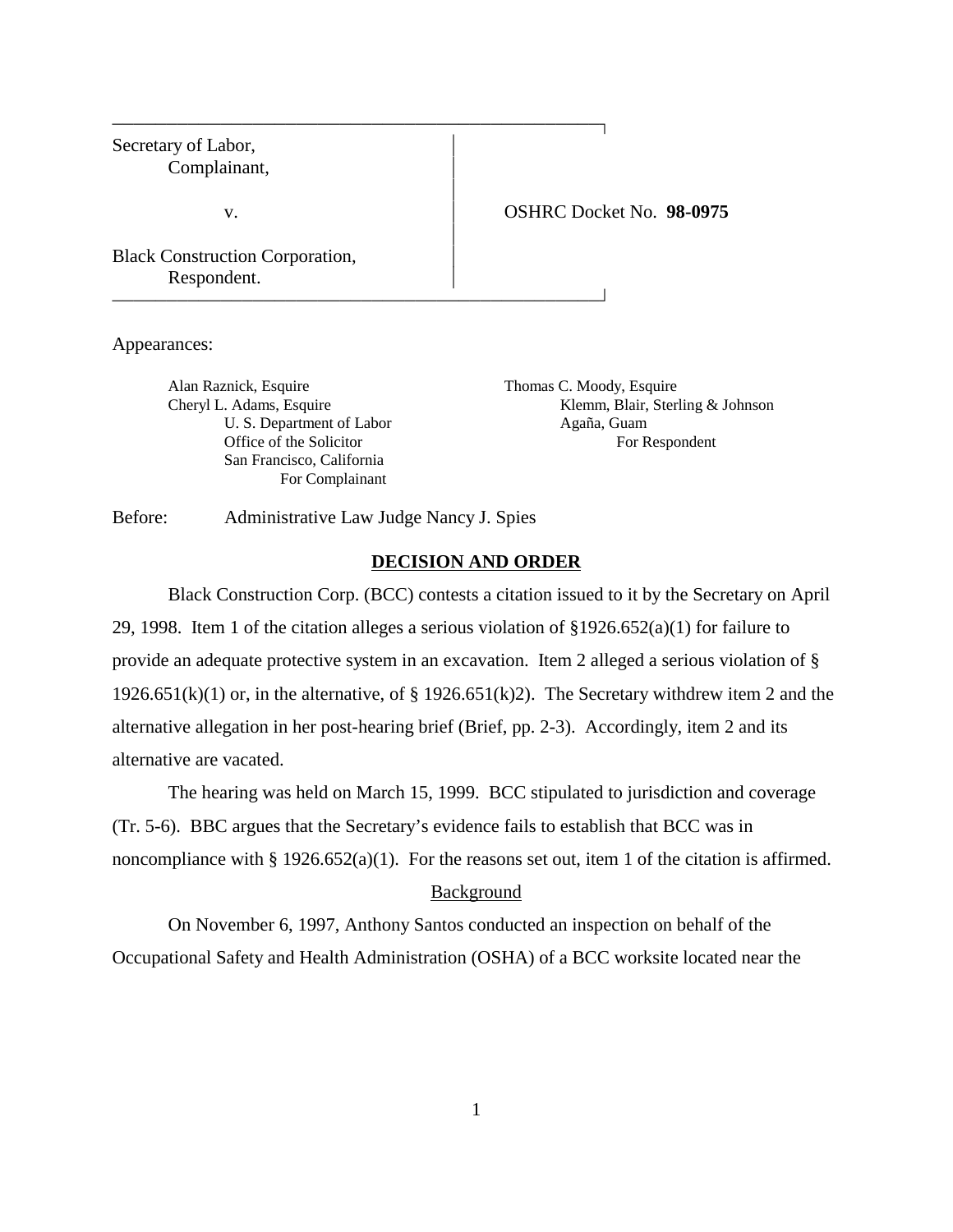Secretary of Labor,
Complainant,

v.

Black Construction Corporation,
Respondent.

OSHRC Docket No. **98-0975**

Appearances:

Alan Raznick, Esquire
Cheryl L. Adams, Esquire
U. S. Department of Labor
Office of the Solicitor
San Francisco, California
For Complainant

Thomas C. Moody, Esquire
Klemm, Blair, Sterling & Johnson
Agaña, Guam
For Respondent

Before: Administrative Law Judge Nancy J. Spies

## DECISION AND ORDER

Black Construction Corp. (BCC) contests a citation issued to it by the Secretary on April 29, 1998. Item 1 of the citation alleges a serious violation of §1926.652(a)(1) for failure to provide an adequate protective system in an excavation. Item 2 alleged a serious violation of § 1926.651(k)(1) or, in the alternative, of § 1926.651(k)2). The Secretary withdrew item 2 and the alternative allegation in her post-hearing brief (Brief, pp. 2-3). Accordingly, item 2 and its alternative are vacated.

The hearing was held on March 15, 1999. BCC stipulated to jurisdiction and coverage (Tr. 5-6). BBC argues that the Secretary's evidence fails to establish that BCC was in noncompliance with § 1926.652(a)(1). For the reasons set out, item 1 of the citation is affirmed.

### Background

On November 6, 1997, Anthony Santos conducted an inspection on behalf of the Occupational Safety and Health Administration (OSHA) of a BCC worksite located near the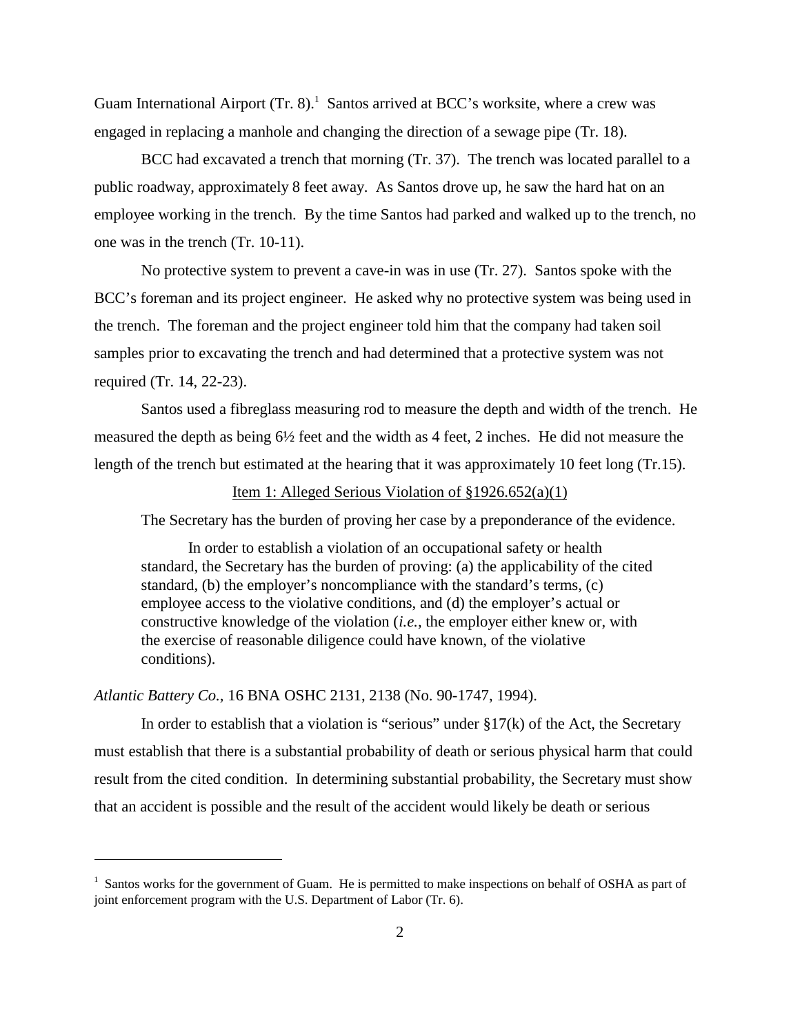Guam International Airport (Tr. 8).[1] Santos arrived at BCC's worksite, where a crew was engaged in replacing a manhole and changing the direction of a sewage pipe (Tr. 18).

BCC had excavated a trench that morning (Tr. 37). The trench was located parallel to a public roadway, approximately 8 feet away. As Santos drove up, he saw the hard hat on an employee working in the trench. By the time Santos had parked and walked up to the trench, no one was in the trench (Tr. 10-11).

No protective system to prevent a cave-in was in use (Tr. 27). Santos spoke with the BCC's foreman and its project engineer. He asked why no protective system was being used in the trench. The foreman and the project engineer told him that the company had taken soil samples prior to excavating the trench and had determined that a protective system was not required (Tr. 14, 22-23).

Santos used a fibreglass measuring rod to measure the depth and width of the trench. He measured the depth as being 6½ feet and the width as 4 feet, 2 inches. He did not measure the length of the trench but estimated at the hearing that it was approximately 10 feet long (Tr.15).

<u>Item 1: Alleged Serious Violation of §1926.652(a)(1)</u>

The Secretary has the burden of proving her case by a preponderance of the evidence.

> In order to establish a violation of an occupational safety or health standard, the Secretary has the burden of proving: (a) the applicability of the cited standard, (b) the employer's noncompliance with the standard's terms, (c) employee access to the violative conditions, and (d) the employer's actual or constructive knowledge of the violation (*i.e.,* the employer either knew or, with the exercise of reasonable diligence could have known, of the violative conditions).

*Atlantic Battery Co.,* 16 BNA OSHC 2131, 2138 (No. 90-1747, 1994).

In order to establish that a violation is "serious" under §17(k) of the Act, the Secretary must establish that there is a substantial probability of death or serious physical harm that could result from the cited condition. In determining substantial probability, the Secretary must show that an accident is possible and the result of the accident would likely be death or serious

---

[1] Santos works for the government of Guam. He is permitted to make inspections on behalf of OSHA as part of joint enforcement program with the U.S. Department of Labor (Tr. 6).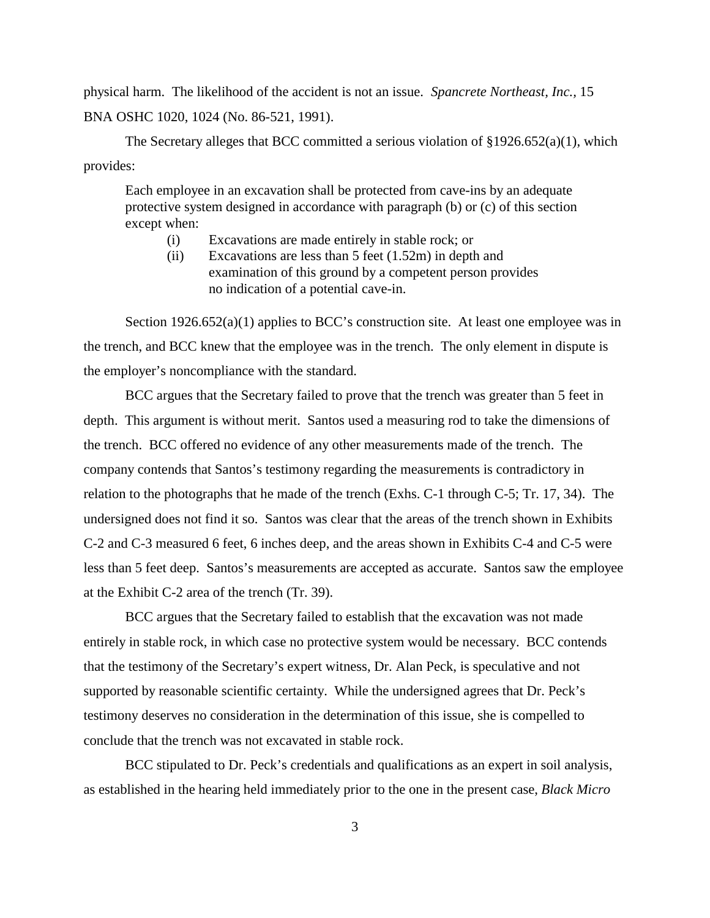physical harm. The likelihood of the accident is not an issue. *Spancrete Northeast, Inc.*, 15 BNA OSHC 1020, 1024 (No. 86-521, 1991).

The Secretary alleges that BCC committed a serious violation of §1926.652(a)(1), which provides:

> Each employee in an excavation shall be protected from cave-ins by an adequate protective system designed in accordance with paragraph (b) or (c) of this section except when:
>
> (i) Excavations are made entirely in stable rock; or
>
> (ii) Excavations are less than 5 feet (1.52m) in depth and examination of this ground by a competent person provides no indication of a potential cave-in.

Section 1926.652(a)(1) applies to BCC's construction site. At least one employee was in the trench, and BCC knew that the employee was in the trench. The only element in dispute is the employer's noncompliance with the standard.

BCC argues that the Secretary failed to prove that the trench was greater than 5 feet in depth. This argument is without merit. Santos used a measuring rod to take the dimensions of the trench. BCC offered no evidence of any other measurements made of the trench. The company contends that Santos's testimony regarding the measurements is contradictory in relation to the photographs that he made of the trench (Exhs. C-1 through C-5; Tr. 17, 34). The undersigned does not find it so. Santos was clear that the areas of the trench shown in Exhibits C-2 and C-3 measured 6 feet, 6 inches deep, and the areas shown in Exhibits C-4 and C-5 were less than 5 feet deep. Santos's measurements are accepted as accurate. Santos saw the employee at the Exhibit C-2 area of the trench (Tr. 39).

BCC argues that the Secretary failed to establish that the excavation was not made entirely in stable rock, in which case no protective system would be necessary. BCC contends that the testimony of the Secretary's expert witness, Dr. Alan Peck, is speculative and not supported by reasonable scientific certainty. While the undersigned agrees that Dr. Peck's testimony deserves no consideration in the determination of this issue, she is compelled to conclude that the trench was not excavated in stable rock.

BCC stipulated to Dr. Peck's credentials and qualifications as an expert in soil analysis, as established in the hearing held immediately prior to the one in the present case, *Black Micro*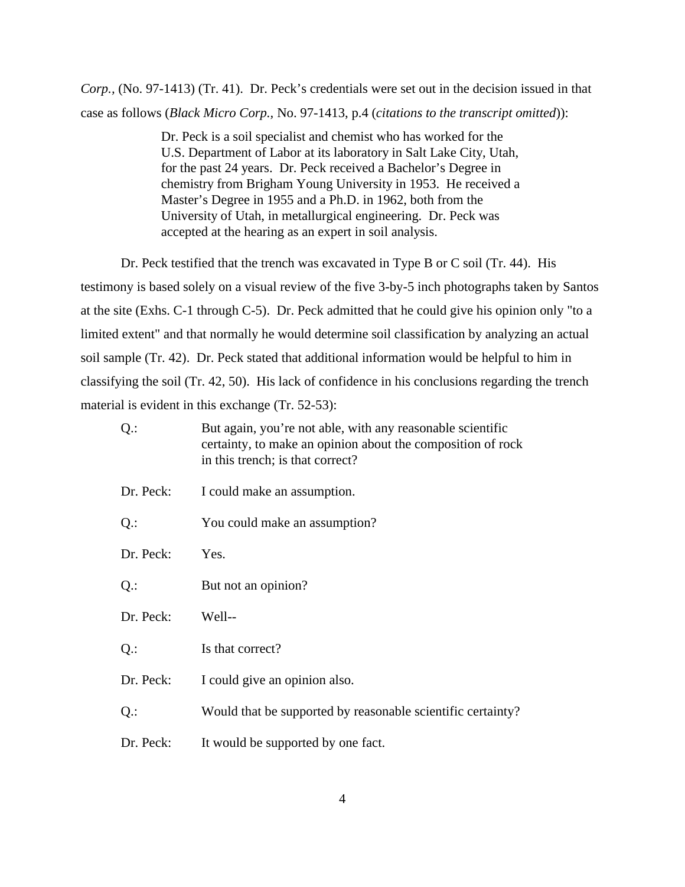*Corp.,* (No. 97-1413) (Tr. 41). Dr. Peck's credentials were set out in the decision issued in that case as follows (*Black Micro Corp.,* No. 97-1413, p.4 (*citations to the transcript omitted*)):

> Dr. Peck is a soil specialist and chemist who has worked for the U.S. Department of Labor at its laboratory in Salt Lake City, Utah, for the past 24 years. Dr. Peck received a Bachelor's Degree in chemistry from Brigham Young University in 1953. He received a Master's Degree in 1955 and a Ph.D. in 1962, both from the University of Utah, in metallurgical engineering. Dr. Peck was accepted at the hearing as an expert in soil analysis.

Dr. Peck testified that the trench was excavated in Type B or C soil (Tr. 44). His testimony is based solely on a visual review of the five 3-by-5 inch photographs taken by Santos at the site (Exhs. C-1 through C-5). Dr. Peck admitted that he could give his opinion only "to a limited extent" and that normally he would determine soil classification by analyzing an actual soil sample (Tr. 42). Dr. Peck stated that additional information would be helpful to him in classifying the soil (Tr. 42, 50). His lack of confidence in his conclusions regarding the trench material is evident in this exchange (Tr. 52-53):

> Q.: But again, you're not able, with any reasonable scientific certainty, to make an opinion about the composition of rock in this trench; is that correct?
>
> Dr. Peck: I could make an assumption.
>
> Q.: You could make an assumption?
>
> Dr. Peck: Yes.
>
> Q.: But not an opinion?
>
> Dr. Peck: Well--
>
> Q.: Is that correct?
>
> Dr. Peck: I could give an opinion also.
>
> Q.: Would that be supported by reasonable scientific certainty?
>
> Dr. Peck: It would be supported by one fact.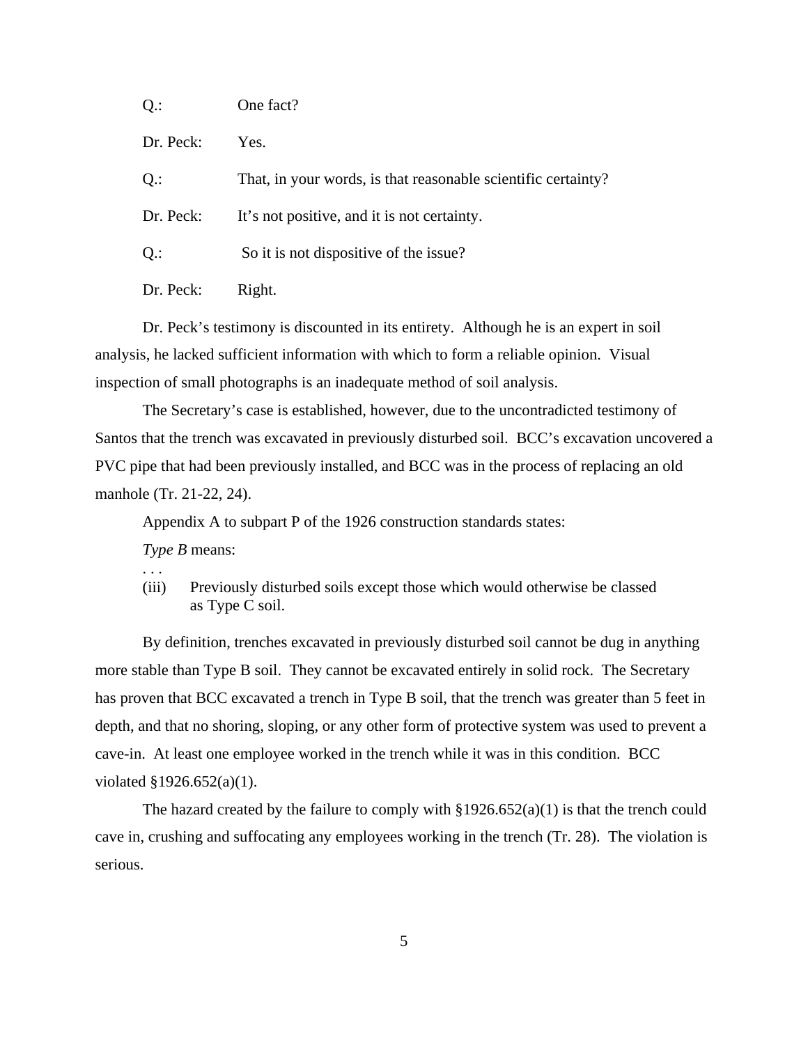Q.: One fact?

Dr. Peck: Yes.

Q.: That, in your words, is that reasonable scientific certainty?

Dr. Peck: It's not positive, and it is not certainty.

Q.: So it is not dispositive of the issue?

Dr. Peck: Right.

Dr. Peck's testimony is discounted in its entirety. Although he is an expert in soil analysis, he lacked sufficient information with which to form a reliable opinion. Visual inspection of small photographs is an inadequate method of soil analysis.

The Secretary's case is established, however, due to the uncontradicted testimony of Santos that the trench was excavated in previously disturbed soil. BCC's excavation uncovered a PVC pipe that had been previously installed, and BCC was in the process of replacing an old manhole (Tr. 21-22, 24).

Appendix A to subpart P of the 1926 construction standards states:

> *Type B* means:
>
> . . .
>
> (iii) Previously disturbed soils except those which would otherwise be classed as Type C soil.

By definition, trenches excavated in previously disturbed soil cannot be dug in anything more stable than Type B soil. They cannot be excavated entirely in solid rock. The Secretary has proven that BCC excavated a trench in Type B soil, that the trench was greater than 5 feet in depth, and that no shoring, sloping, or any other form of protective system was used to prevent a cave-in. At least one employee worked in the trench while it was in this condition. BCC violated §1926.652(a)(1).

The hazard created by the failure to comply with §1926.652(a)(1) is that the trench could cave in, crushing and suffocating any employees working in the trench (Tr. 28). The violation is serious.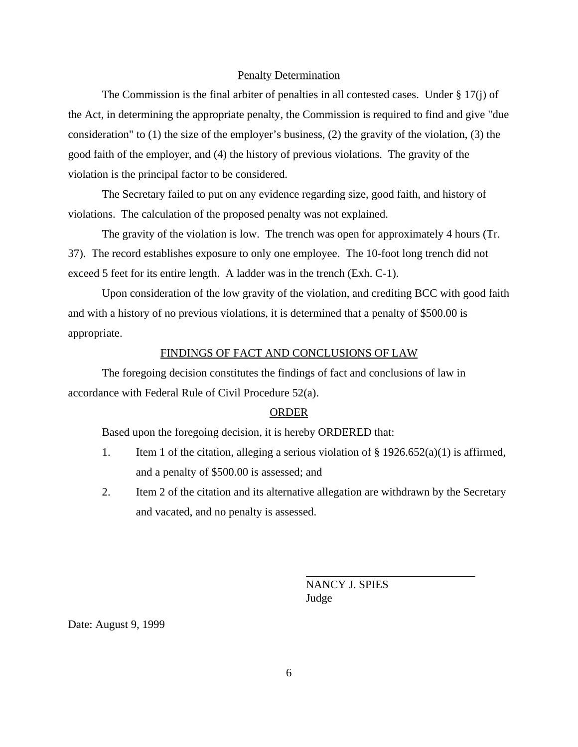## Penalty Determination

The Commission is the final arbiter of penalties in all contested cases. Under § 17(j) of the Act, in determining the appropriate penalty, the Commission is required to find and give "due consideration" to (1) the size of the employer's business, (2) the gravity of the violation, (3) the good faith of the employer, and (4) the history of previous violations. The gravity of the violation is the principal factor to be considered.

The Secretary failed to put on any evidence regarding size, good faith, and history of violations. The calculation of the proposed penalty was not explained.

The gravity of the violation is low. The trench was open for approximately 4 hours (Tr. 37). The record establishes exposure to only one employee. The 10-foot long trench did not exceed 5 feet for its entire length. A ladder was in the trench (Exh. C-1).

Upon consideration of the low gravity of the violation, and crediting BCC with good faith and with a history of no previous violations, it is determined that a penalty of $500.00 is appropriate.

## FINDINGS OF FACT AND CONCLUSIONS OF LAW

The foregoing decision constitutes the findings of fact and conclusions of law in accordance with Federal Rule of Civil Procedure 52(a).

## ORDER

Based upon the foregoing decision, it is hereby ORDERED that:

1. Item 1 of the citation, alleging a serious violation of § 1926.652(a)(1) is affirmed, and a penalty of $500.00 is assessed; and
2. Item 2 of the citation and its alternative allegation are withdrawn by the Secretary and vacated, and no penalty is assessed.

NANCY J. SPIES
Judge

Date: August 9, 1999